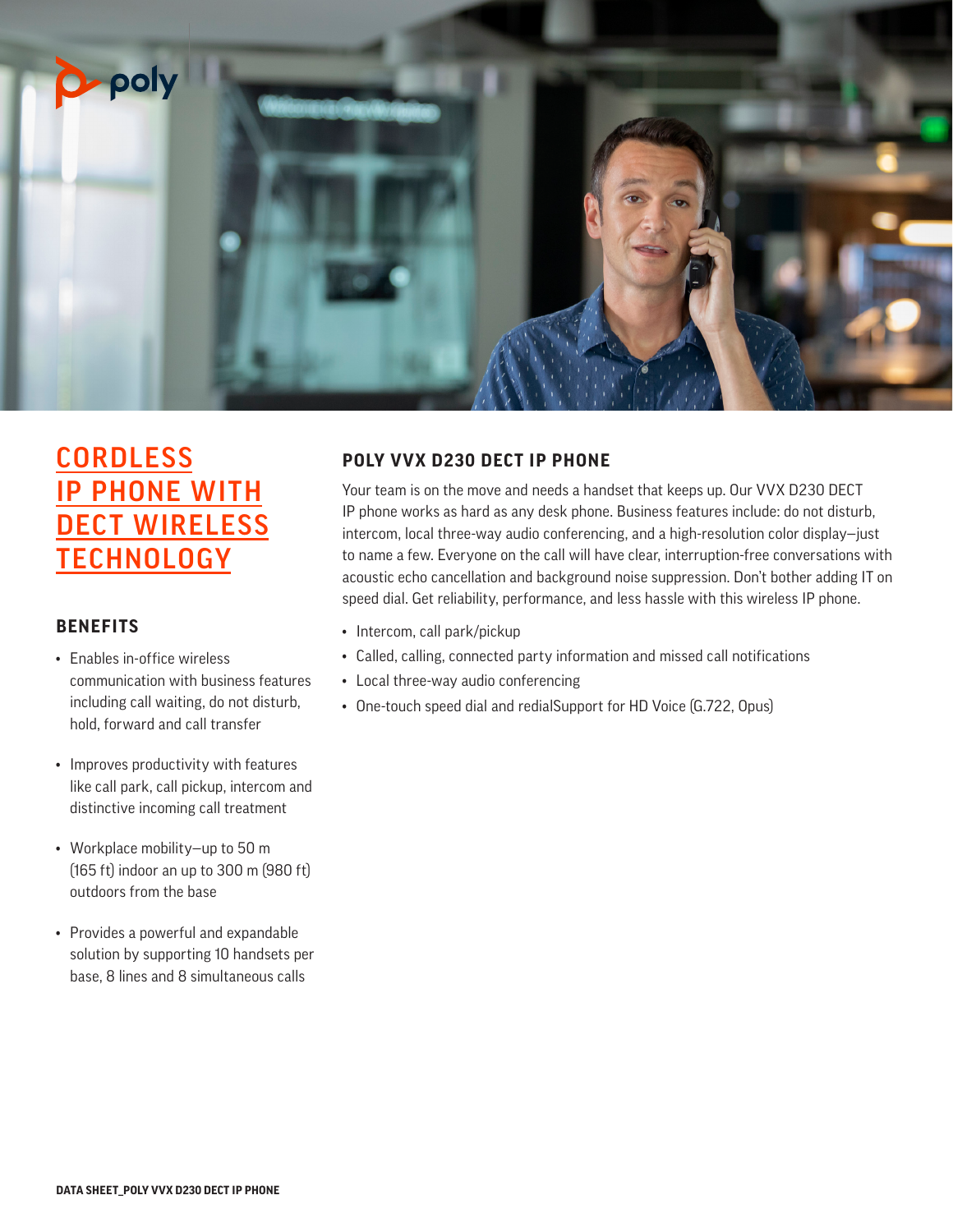# CORDLESS IP PHONE WITH DECT WIRELESS TECHNOLOGY

## BENEFITS

- Enables in-office wireless communication with business features including call waiting, do not disturb, hold, forward and call transfer
- Improves productivity with features like call park, call pickup, intercom and distinctive incoming call treatment
- Workplace mobility—up to 50 m (165 ft) indoor an up to 300 m (980 ft) outdoors from the base
- Provides a powerful and expandable solution by supporting 10 handsets per base, 8 lines and 8 simultaneous calls

## POLY VVX D230 DECT IP PHONE

Your team is on the move and needs a handset that keeps up. Our VVX D230 DECT IP phone works as hard as any desk phone. Business features include: do not disturb, intercom, local three-way audio conferencing, and a high-resolution color display—just to name a few. Everyone on the call will have clear, interruption-free conversations with acoustic echo cancellation and background noise suppression. Don't bother adding IT on speed dial. Get reliability, performance, and less hassle with this wireless IP phone.

- Intercom, call park/pickup
- Called, calling, connected party information and missed call notifications
- Local three-way audio conferencing
- One-touch speed dial and redialSupport for HD Voice (G.722, Opus)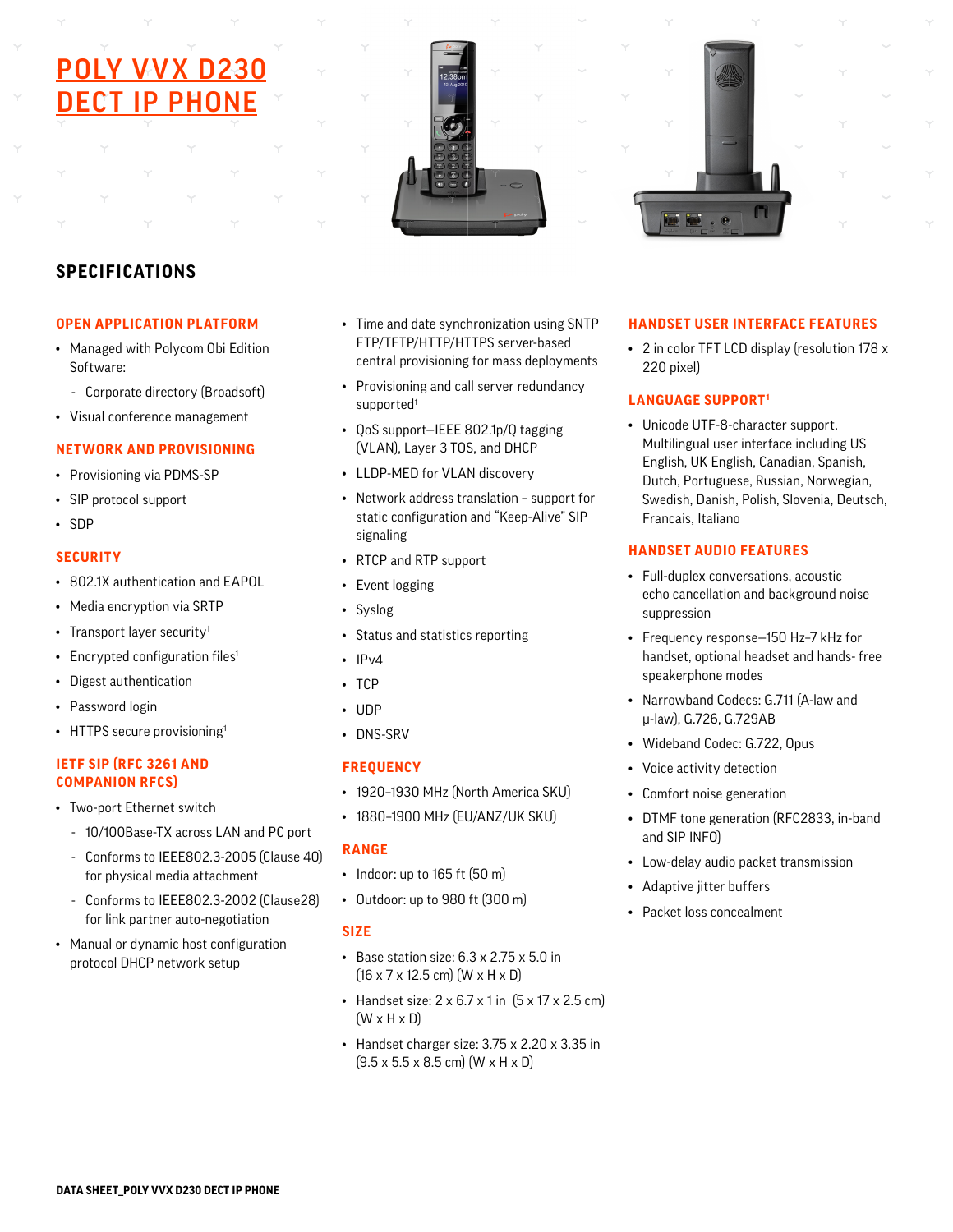# POLY VVX D230 DECT IP PHONE

## SPECIFICATIONS

### OPEN APPLICATION PLATFORM

- Managed with Polycom Obi Edition Software:
  - Corporate directory (Broadsoft)
- Visual conference management

### NETWORK AND PROVISIONING

- Provisioning via PDMS-SP
- SIP protocol support
- SDP

### SECURITY

- 802.1X authentication and EAPOL
- Media encryption via SRTP
- Transport layer security[1]
- Encrypted configuration files[1]
- Digest authentication
- Password login
- HTTPS secure provisioning[1]

### IETF SIP (RFC 3261 AND COMPANION RFCS)

- Two-port Ethernet switch
  - 10/100Base-TX across LAN and PC port
  - Conforms to IEEE802.3-2005 (Clause 40) for physical media attachment
  - Conforms to IEEE802.3-2002 (Clause28) for link partner auto-negotiation
- Manual or dynamic host configuration protocol DHCP network setup
- Time and date synchronization using SNTP FTP/TFTP/HTTP/HTTPS server-based central provisioning for mass deployments
- Provisioning and call server redundancy supported[1]
- QoS support–IEEE 802.1p/Q tagging (VLAN), Layer 3 TOS, and DHCP
- LLDP-MED for VLAN discovery
- Network address translation – support for static configuration and “Keep-Alive” SIP signaling
- RTCP and RTP support
- Event logging
- Syslog
- Status and statistics reporting
- IPv4
- TCP
- UDP
- DNS-SRV

### FREQUENCY

- 1920–1930 MHz (North America SKU)
- 1880–1900 MHz (EU/ANZ/UK SKU)

### RANGE

- Indoor: up to 165 ft (50 m)
- Outdoor: up to 980 ft (300 m)

### SIZE

- Base station size: 6.3 x 2.75 x 5.0 in (16 x 7 x 12.5 cm) (W x H x D)
- Handset size: 2 x 6.7 x 1 in (5 x 17 x 2.5 cm) (W x H x D)
- Handset charger size: 3.75 x 2.20 x 3.35 in (9.5 x 5.5 x 8.5 cm) (W x H x D)

### HANDSET USER INTERFACE FEATURES

- 2 in color TFT LCD display (resolution 178 x 220 pixel)

### LANGUAGE SUPPORT[1]

- Unicode UTF-8-character support. Multilingual user interface including US English, UK English, Canadian, Spanish, Dutch, Portuguese, Russian, Norwegian, Swedish, Danish, Polish, Slovenia, Deutsch, Francais, Italiano

### HANDSET AUDIO FEATURES

- Full-duplex conversations, acoustic echo cancellation and background noise suppression
- Frequency response–150 Hz–7 kHz for handset, optional headset and hands- free speakerphone modes
- Narrowband Codecs: G.711 (A-law and μ-law), G.726, G.729AB
- Wideband Codec: G.722, Opus
- Voice activity detection
- Comfort noise generation
- DTMF tone generation (RFC2833, in-band and SIP INFO)
- Low-delay audio packet transmission
- Adaptive jitter buffers
- Packet loss concealment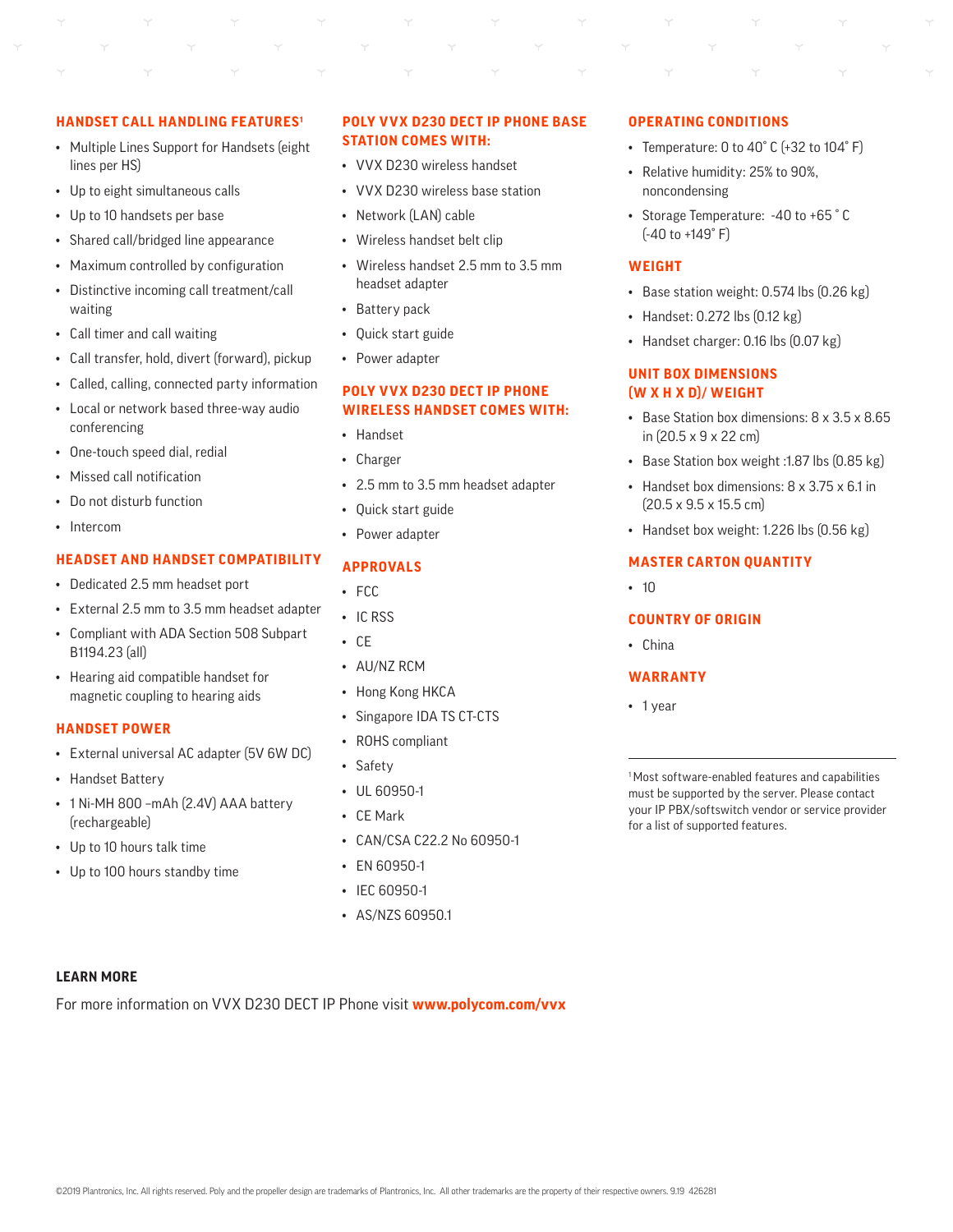## HANDSET CALL HANDLING FEATURES[1]

- Multiple Lines Support for Handsets (eight lines per HS)
- Up to eight simultaneous calls
- Up to 10 handsets per base
- Shared call/bridged line appearance
- Maximum controlled by configuration
- Distinctive incoming call treatment/call waiting
- Call timer and call waiting
- Call transfer, hold, divert (forward), pickup
- Called, calling, connected party information
- Local or network based three-way audio conferencing
- One-touch speed dial, redial
- Missed call notification
- Do not disturb function
- Intercom

## HEADSET AND HANDSET COMPATIBILITY

- Dedicated 2.5 mm headset port
- External 2.5 mm to 3.5 mm headset adapter
- Compliant with ADA Section 508 Subpart B1194.23 (all)
- Hearing aid compatible handset for magnetic coupling to hearing aids

## HANDSET POWER

- External universal AC adapter (5V 6W DC)
- Handset Battery
- 1 Ni-MH 800 –mAh (2.4V) AAA battery (rechargeable)
- Up to 10 hours talk time
- Up to 100 hours standby time

## POLY VVX D230 DECT IP PHONE BASE STATION COMES WITH:

- VVX D230 wireless handset
- VVX D230 wireless base station
- Network (LAN) cable
- Wireless handset belt clip
- Wireless handset 2.5 mm to 3.5 mm headset adapter
- Battery pack
- Quick start guide
- Power adapter

## POLY VVX D230 DECT IP PHONE WIRELESS HANDSET COMES WITH:

- Handset
- Charger
- 2.5 mm to 3.5 mm headset adapter
- Quick start guide
- Power adapter

## APPROVALS

- FCC
- IC RSS
- CE
- AU/NZ RCM
- Hong Kong HKCA
- Singapore IDA TS CT-CTS
- ROHS compliant
- Safety
- UL 60950-1
- CE Mark
- CAN/CSA C22.2 No 60950-1
- EN 60950-1
- IEC 60950-1
- AS/NZS 60950.1

## OPERATING CONDITIONS

- Temperature: 0 to 40˚ C (+32 to 104˚ F)
- Relative humidity: 25% to 90%, noncondensing
- Storage Temperature: -40 to +65 ˚ C (-40 to +149˚ F)

## WEIGHT

- Base station weight: 0.574 lbs (0.26 kg)
- Handset: 0.272 lbs (0.12 kg)
- Handset charger: 0.16 lbs (0.07 kg)

## UNIT BOX DIMENSIONS (W X H X D)/ WEIGHT

- Base Station box dimensions: 8 x 3.5 x 8.65 in (20.5 x 9 x 22 cm)
- Base Station box weight :1.87 lbs (0.85 kg)
- Handset box dimensions: 8 x 3.75 x 6.1 in (20.5 x 9.5 x 15.5 cm)
- Handset box weight: 1.226 lbs (0.56 kg)

## MASTER CARTON QUANTITY

- 10

## COUNTRY OF ORIGIN

- China

## WARRANTY

- 1 year

[1] Most software-enabled features and capabilities must be supported by the server. Please contact your IP PBX/softswitch vendor or service provider for a list of supported features.

**LEARN MORE**

For more information on VVX D230 DECT IP Phone visit **www.polycom.com/vvx**

©2019 Plantronics, Inc. All rights reserved. Poly and the propeller design are trademarks of Plantronics, Inc. All other trademarks are the property of their respective owners. 9.19 426281